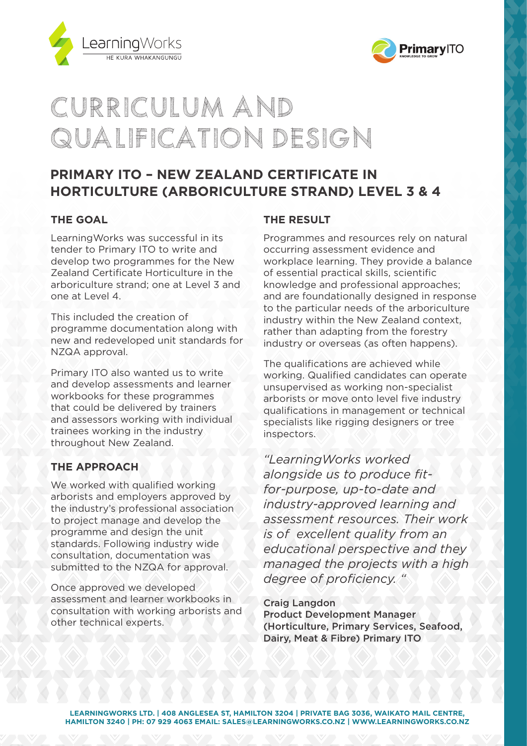LearningWorks
HE KURA WHAKANGUNGU

PrimaryITO
KNOWLEDGE TO GROW

# CURRICULUM AND QUALIFICATION DESIGN

## PRIMARY ITO – NEW ZEALAND CERTIFICATE IN HORTICULTURE (ARBORICULTURE STRAND) LEVEL 3 & 4

### THE GOAL

LearningWorks was successful in its tender to Primary ITO to write and develop two programmes for the New Zealand Certificate Horticulture in the arboriculture strand; one at Level 3 and one at Level 4.

This included the creation of programme documentation along with new and redeveloped unit standards for NZQA approval.

Primary ITO also wanted us to write and develop assessments and learner workbooks for these programmes that could be delivered by trainers and assessors working with individual trainees working in the industry throughout New Zealand.

### THE APPROACH

We worked with qualified working arborists and employers approved by the industry's professional association to project manage and develop the programme and design the unit standards. Following industry wide consultation, documentation was submitted to the NZQA for approval.

Once approved we developed assessment and learner workbooks in consultation with working arborists and other technical experts.

### THE RESULT

Programmes and resources rely on natural occurring assessment evidence and workplace learning. They provide a balance of essential practical skills, scientific knowledge and professional approaches; and are foundationally designed in response to the particular needs of the arboriculture industry within the New Zealand context, rather than adapting from the forestry industry or overseas (as often happens).

The qualifications are achieved while working. Qualified candidates can operate unsupervised as working non-specialist arborists or move onto level five industry qualifications in management or technical specialists like rigging designers or tree inspectors.

*"LearningWorks worked alongside us to produce fit-for-purpose, up-to-date and industry-approved learning and assessment resources. Their work is of excellent quality from an educational perspective and they managed the projects with a high degree of proficiency. "*

**Craig Langdon**
**Product Development Manager (Horticulture, Primary Services, Seafood, Dairy, Meat & Fibre) Primary ITO**

**LEARNINGWORKS LTD. | 408 ANGLESEA ST, HAMILTON 3204 | PRIVATE BAG 3036, WAIKATO MAIL CENTRE, HAMILTON 3240 | PH: 07 929 4063 EMAIL: SALES@LEARNINGWORKS.CO.NZ | WWW.LEARNINGWORKS.CO.NZ**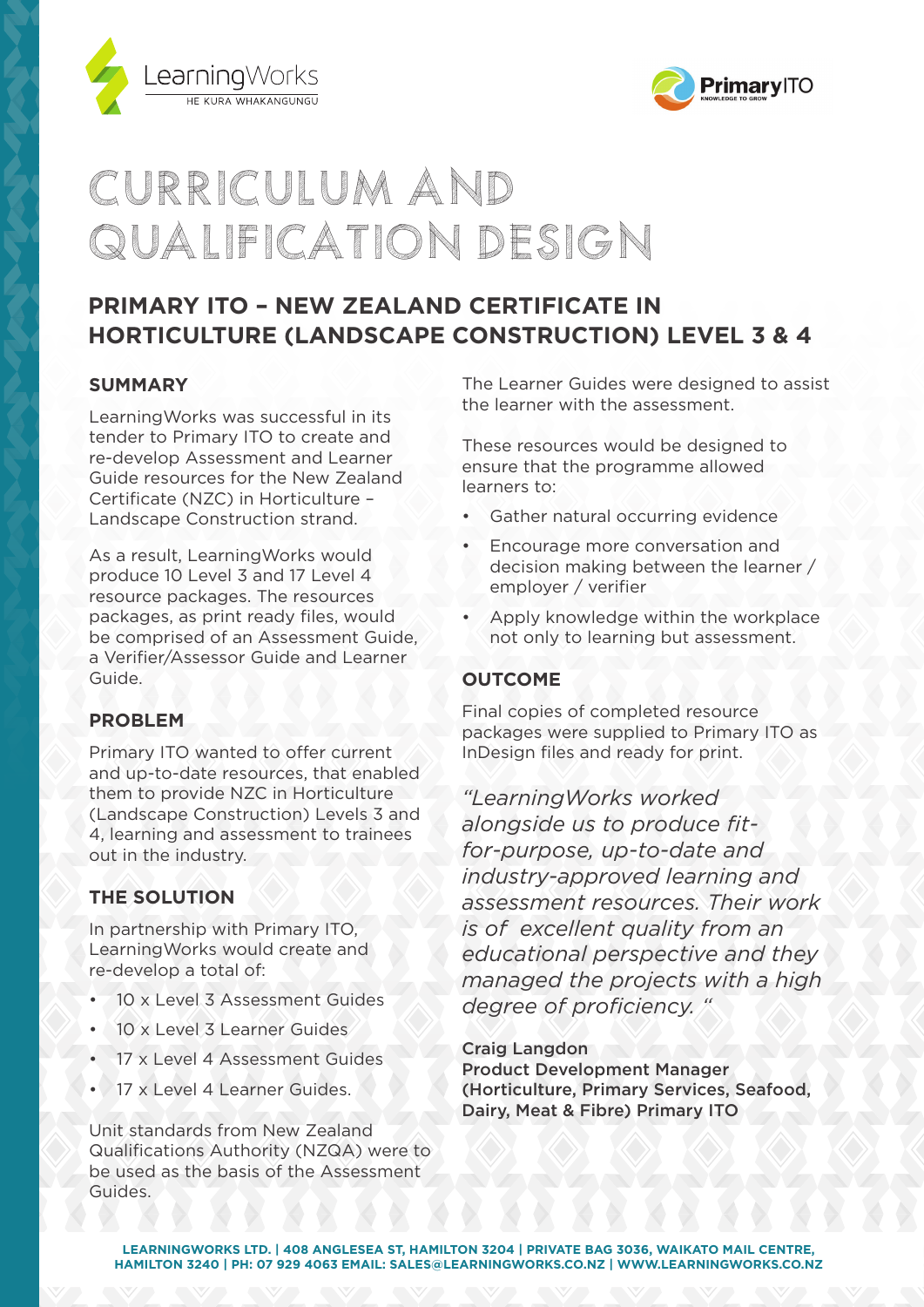# CURRICULUM AND QUALIFICATION DESIGN

## PRIMARY ITO – NEW ZEALAND CERTIFICATE IN HORTICULTURE (LANDSCAPE CONSTRUCTION) LEVEL 3 & 4

### SUMMARY

LearningWorks was successful in its tender to Primary ITO to create and re-develop Assessment and Learner Guide resources for the New Zealand Certificate (NZC) in Horticulture – Landscape Construction strand.

As a result, LearningWorks would produce 10 Level 3 and 17 Level 4 resource packages. The resources packages, as print ready files, would be comprised of an Assessment Guide, a Verifier/Assessor Guide and Learner Guide.

### PROBLEM

Primary ITO wanted to offer current and up-to-date resources, that enabled them to provide NZC in Horticulture (Landscape Construction) Levels 3 and 4, learning and assessment to trainees out in the industry.

### THE SOLUTION

In partnership with Primary ITO, LearningWorks would create and re-develop a total of:

- 10 x Level 3 Assessment Guides
- 10 x Level 3 Learner Guides
- 17 x Level 4 Assessment Guides
- 17 x Level 4 Learner Guides.

Unit standards from New Zealand Qualifications Authority (NZQA) were to be used as the basis of the Assessment Guides.

The Learner Guides were designed to assist the learner with the assessment.

These resources would be designed to ensure that the programme allowed learners to:

- Gather natural occurring evidence
- Encourage more conversation and decision making between the learner / employer / verifier
- Apply knowledge within the workplace not only to learning but assessment.

### OUTCOME

Final copies of completed resource packages were supplied to Primary ITO as InDesign files and ready for print.

*"LearningWorks worked alongside us to produce fit-for-purpose, up-to-date and industry-approved learning and assessment resources. Their work is of excellent quality from an educational perspective and they managed the projects with a high degree of proficiency. "*

**Craig Langdon**
**Product Development Manager (Horticulture, Primary Services, Seafood, Dairy, Meat & Fibre) Primary ITO**

**LEARNINGWORKS LTD. | 408 ANGLESEA ST, HAMILTON 3204 | PRIVATE BAG 3036, WAIKATO MAIL CENTRE, HAMILTON 3240 | PH: 07 929 4063 EMAIL: SALES@LEARNINGWORKS.CO.NZ | WWW.LEARNINGWORKS.CO.NZ**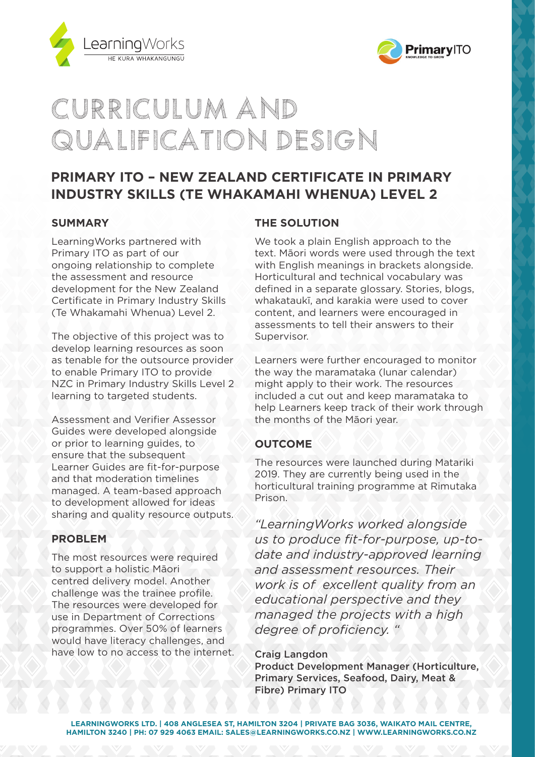# CURRICULUM AND QUALIFICATION DESIGN

## PRIMARY ITO – NEW ZEALAND CERTIFICATE IN PRIMARY INDUSTRY SKILLS (TE WHAKAMAHI WHENUA) LEVEL 2

### SUMMARY

LearningWorks partnered with Primary ITO as part of our ongoing relationship to complete the assessment and resource development for the New Zealand Certificate in Primary Industry Skills (Te Whakamahi Whenua) Level 2.

The objective of this project was to develop learning resources as soon as tenable for the outsource provider to enable Primary ITO to provide NZC in Primary Industry Skills Level 2 learning to targeted students.

Assessment and Verifier Assessor Guides were developed alongside or prior to learning guides, to ensure that the subsequent Learner Guides are fit-for-purpose and that moderation timelines managed. A team-based approach to development allowed for ideas sharing and quality resource outputs.

### PROBLEM

The most resources were required to support a holistic Māori centred delivery model. Another challenge was the trainee profile. The resources were developed for use in Department of Corrections programmes. Over 50% of learners would have literacy challenges, and have low to no access to the internet.

### THE SOLUTION

We took a plain English approach to the text. Māori words were used through the text with English meanings in brackets alongside. Horticultural and technical vocabulary was defined in a separate glossary. Stories, blogs, whakataukī, and karakia were used to cover content, and learners were encouraged in assessments to tell their answers to their Supervisor.

Learners were further encouraged to monitor the way the maramataka (lunar calendar) might apply to their work. The resources included a cut out and keep maramataka to help Learners keep track of their work through the months of the Māori year.

### OUTCOME

The resources were launched during Matariki 2019. They are currently being used in the horticultural training programme at Rimutaka Prison.

*"LearningWorks worked alongside us to produce fit-for-purpose, up-to-date and industry-approved learning and assessment resources. Their work is of excellent quality from an educational perspective and they managed the projects with a high degree of proficiency. "*

Craig Langdon
**Product Development Manager (Horticulture, Primary Services, Seafood, Dairy, Meat & Fibre) Primary ITO**

**LEARNINGWORKS LTD. | 408 ANGLESEA ST, HAMILTON 3204 | PRIVATE BAG 3036, WAIKATO MAIL CENTRE, HAMILTON 3240 | PH: 07 929 4063 EMAIL: SALES@LEARNINGWORKS.CO.NZ | WWW.LEARNINGWORKS.CO.NZ**